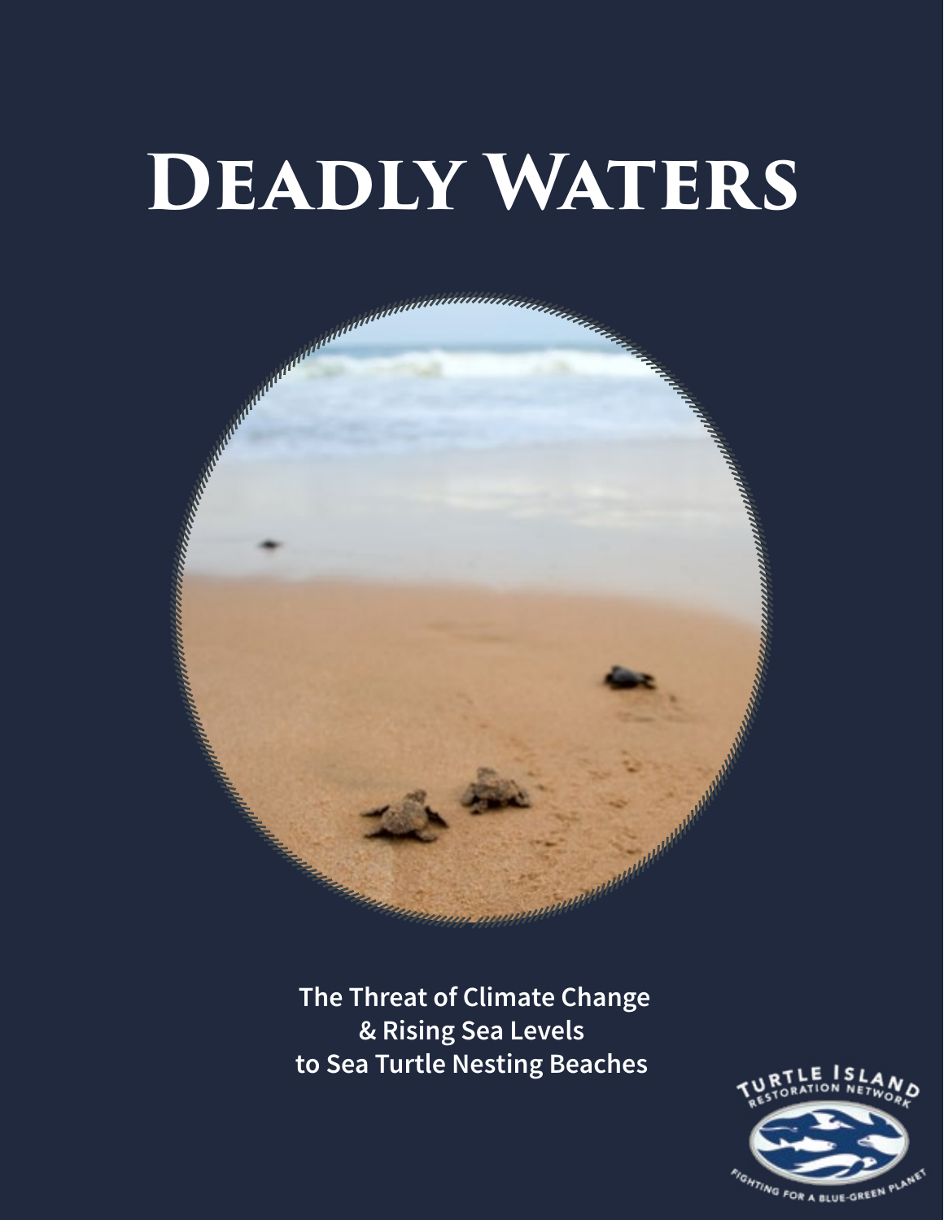# Deadly Waters

**The Threat of Climate Change & Rising Sea Levels to Sea Turtle Nesting Beaches**

TURTLE ISLAND RESTORATION NETWORK

FIGHTING FOR A BLUE-GREEN PLANET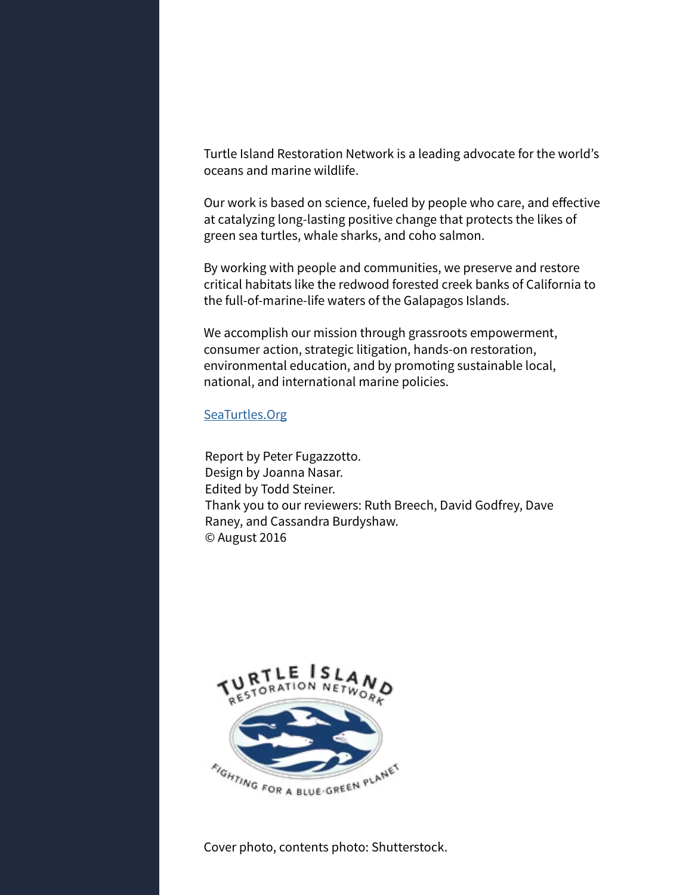Turtle Island Restoration Network is a leading advocate for the world's oceans and marine wildlife.

Our work is based on science, fueled by people who care, and effective at catalyzing long-lasting positive change that protects the likes of green sea turtles, whale sharks, and coho salmon.

By working with people and communities, we preserve and restore critical habitats like the redwood forested creek banks of California to the full-of-marine-life waters of the Galapagos Islands.

We accomplish our mission through grassroots empowerment, consumer action, strategic litigation, hands-on restoration, environmental education, and by promoting sustainable local, national, and international marine policies.

[SeaTurtles.Org](https://SeaTurtles.Org)

Report by Peter Fugazzotto.
Design by Joanna Nasar.
Edited by Todd Steiner.
Thank you to our reviewers: Ruth Breech, David Godfrey, Dave Raney, and Cassandra Burdyshaw.
© August 2016

TURTLE ISLAND RESTORATION NETWORK

FIGHTING FOR A BLUE-GREEN PLANET

Cover photo, contents photo: Shutterstock.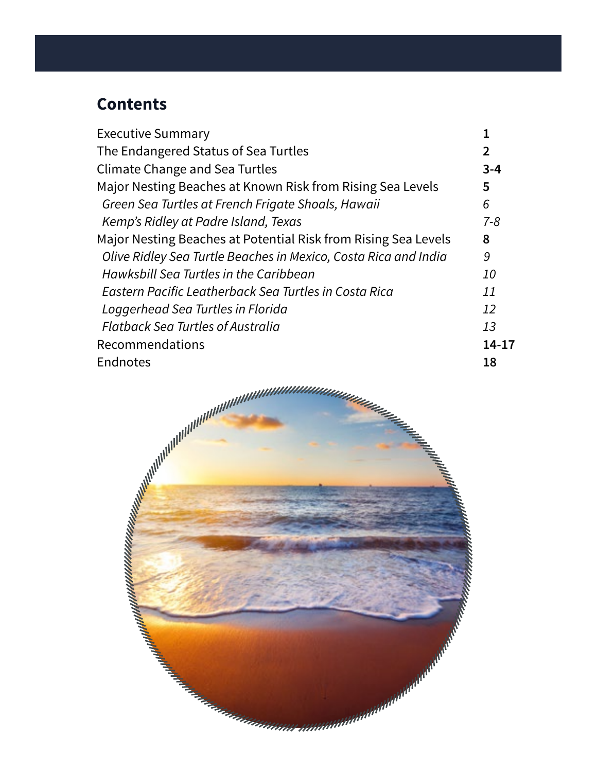## Contents

| | |
|---|---|
| Executive Summary | **1** |
| The Endangered Status of Sea Turtles | **2** |
| Climate Change and Sea Turtles | **3-4** |
| Major Nesting Beaches at Known Risk from Rising Sea Levels | **5** |
| *Green Sea Turtles at French Frigate Shoals, Hawaii* | *6* |
| *Kemp's Ridley at Padre Island, Texas* | *7-8* |
| Major Nesting Beaches at Potential Risk from Rising Sea Levels | **8** |
| *Olive Ridley Sea Turtle Beaches in Mexico, Costa Rica and India* | *9* |
| *Hawksbill Sea Turtles in the Caribbean* | *10* |
| *Eastern Pacific Leatherback Sea Turtles in Costa Rica* | *11* |
| *Loggerhead Sea Turtles in Florida* | *12* |
| *Flatback Sea Turtles of Australia* | *13* |
| Recommendations | **14-17** |
| Endnotes | **18** |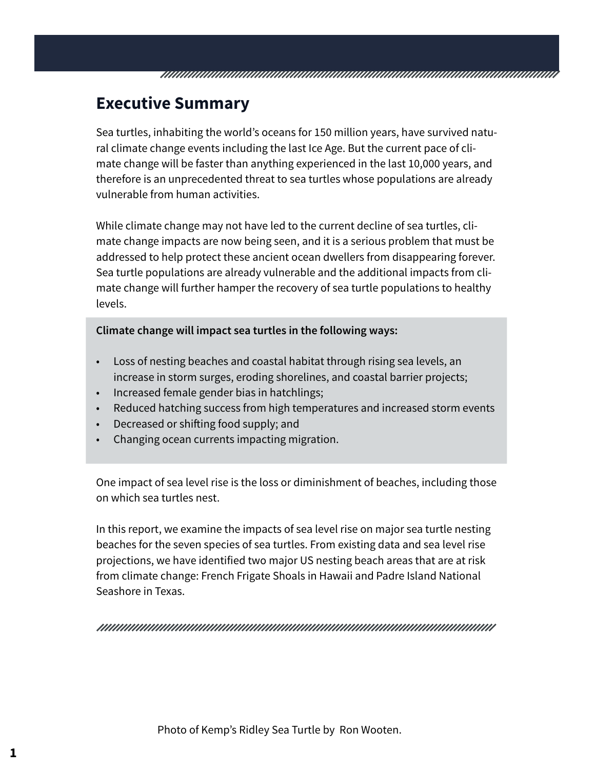## Executive Summary

Sea turtles, inhabiting the world's oceans for 150 million years, have survived natural climate change events including the last Ice Age. But the current pace of climate change will be faster than anything experienced in the last 10,000 years, and therefore is an unprecedented threat to sea turtles whose populations are already vulnerable from human activities.

While climate change may not have led to the current decline of sea turtles, climate change impacts are now being seen, and it is a serious problem that must be addressed to help protect these ancient ocean dwellers from disappearing forever. Sea turtle populations are already vulnerable and the additional impacts from climate change will further hamper the recovery of sea turtle populations to healthy levels.

**Climate change will impact sea turtles in the following ways:**

- Loss of nesting beaches and coastal habitat through rising sea levels, an increase in storm surges, eroding shorelines, and coastal barrier projects;
- Increased female gender bias in hatchlings;
- Reduced hatching success from high temperatures and increased storm events
- Decreased or shifting food supply; and
- Changing ocean currents impacting migration.

One impact of sea level rise is the loss or diminishment of beaches, including those on which sea turtles nest.

In this report, we examine the impacts of sea level rise on major sea turtle nesting beaches for the seven species of sea turtles. From existing data and sea level rise projections, we have identified two major US nesting beach areas that are at risk from climate change: French Frigate Shoals in Hawaii and Padre Island National Seashore in Texas.

Photo of Kemp's Ridley Sea Turtle by Ron Wooten.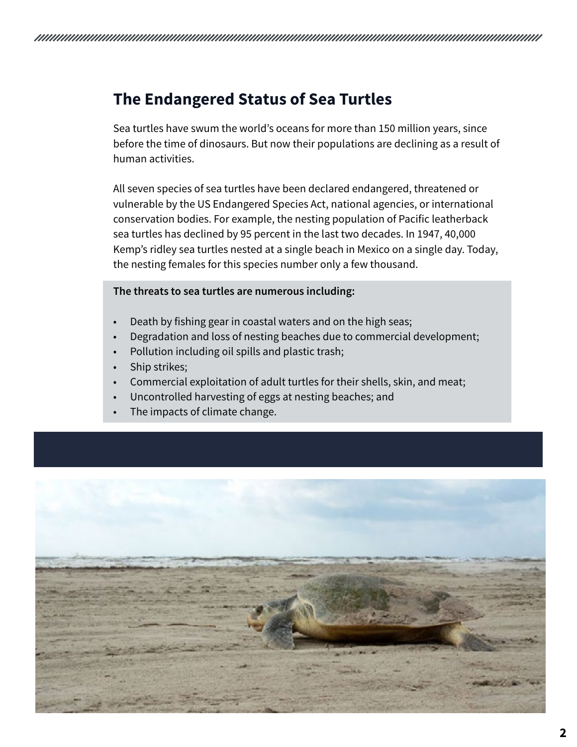## The Endangered Status of Sea Turtles

Sea turtles have swum the world's oceans for more than 150 million years, since before the time of dinosaurs. But now their populations are declining as a result of human activities.

All seven species of sea turtles have been declared endangered, threatened or vulnerable by the US Endangered Species Act, national agencies, or international conservation bodies. For example, the nesting population of Pacific leatherback sea turtles has declined by 95 percent in the last two decades. In 1947, 40,000 Kemp's ridley sea turtles nested at a single beach in Mexico on a single day. Today, the nesting females for this species number only a few thousand.

**The threats to sea turtles are numerous including:**

- Death by fishing gear in coastal waters and on the high seas;
- Degradation and loss of nesting beaches due to commercial development;
- Pollution including oil spills and plastic trash;
- Ship strikes;
- Commercial exploitation of adult turtles for their shells, skin, and meat;
- Uncontrolled harvesting of eggs at nesting beaches; and
- The impacts of climate change.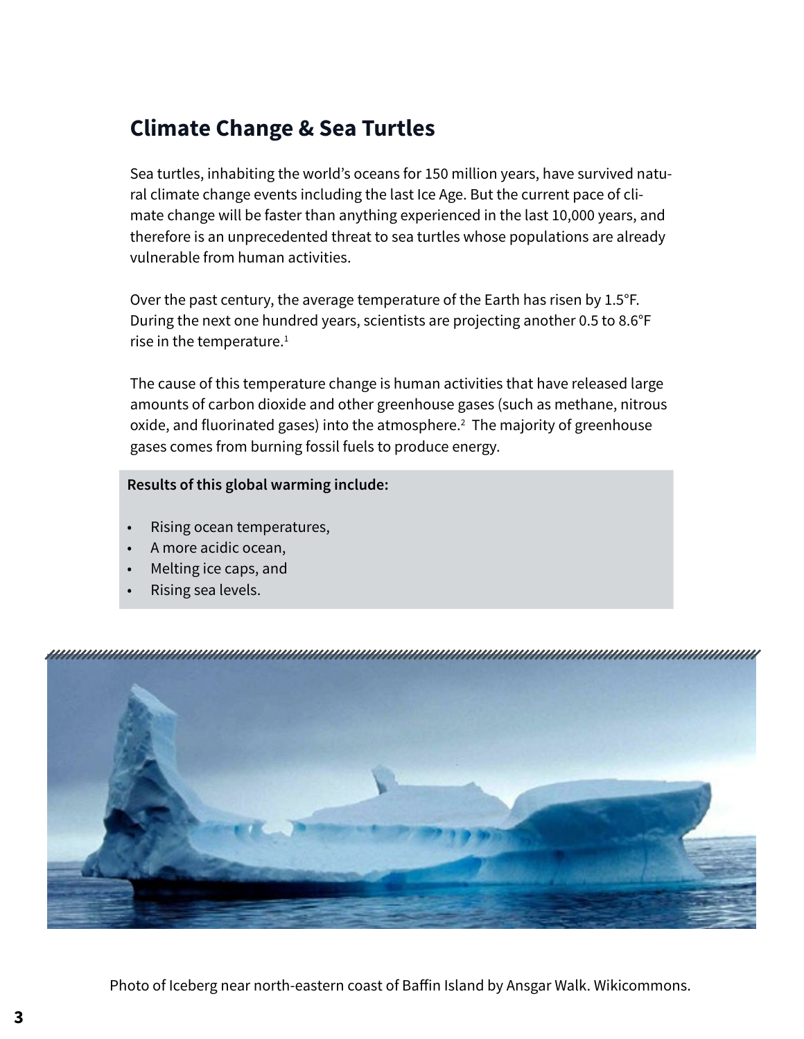## Climate Change & Sea Turtles

Sea turtles, inhabiting the world's oceans for 150 million years, have survived natural climate change events including the last Ice Age. But the current pace of climate change will be faster than anything experienced in the last 10,000 years, and therefore is an unprecedented threat to sea turtles whose populations are already vulnerable from human activities.

Over the past century, the average temperature of the Earth has risen by 1.5°F. During the next one hundred years, scientists are projecting another 0.5 to 8.6°F rise in the temperature.[1]

The cause of this temperature change is human activities that have released large amounts of carbon dioxide and other greenhouse gases (such as methane, nitrous oxide, and fluorinated gases) into the atmosphere.[2] The majority of greenhouse gases comes from burning fossil fuels to produce energy.

**Results of this global warming include:**

- Rising ocean temperatures,
- A more acidic ocean,
- Melting ice caps, and
- Rising sea levels.

Photo of Iceberg near north-eastern coast of Baffin Island by Ansgar Walk. Wikicommons.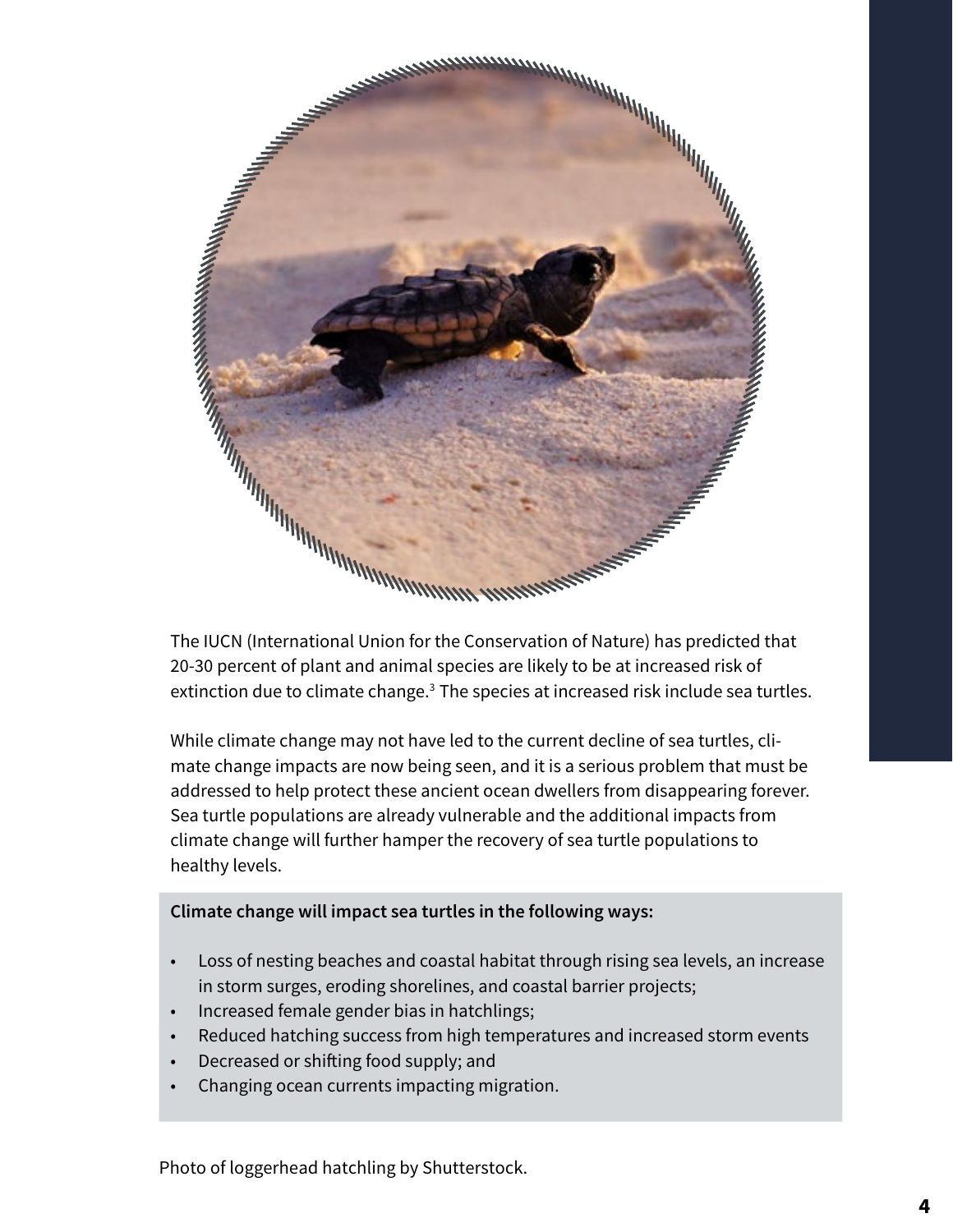The IUCN (International Union for the Conservation of Nature) has predicted that 20-30 percent of plant and animal species are likely to be at increased risk of extinction due to climate change.[3] The species at increased risk include sea turtles.

While climate change may not have led to the current decline of sea turtles, climate change impacts are now being seen, and it is a serious problem that must be addressed to help protect these ancient ocean dwellers from disappearing forever. Sea turtle populations are already vulnerable and the additional impacts from climate change will further hamper the recovery of sea turtle populations to healthy levels.

**Climate change will impact sea turtles in the following ways:**

- Loss of nesting beaches and coastal habitat through rising sea levels, an increase in storm surges, eroding shorelines, and coastal barrier projects;
- Increased female gender bias in hatchlings;
- Reduced hatching success from high temperatures and increased storm events
- Decreased or shifting food supply; and
- Changing ocean currents impacting migration.

Photo of loggerhead hatchling by Shutterstock.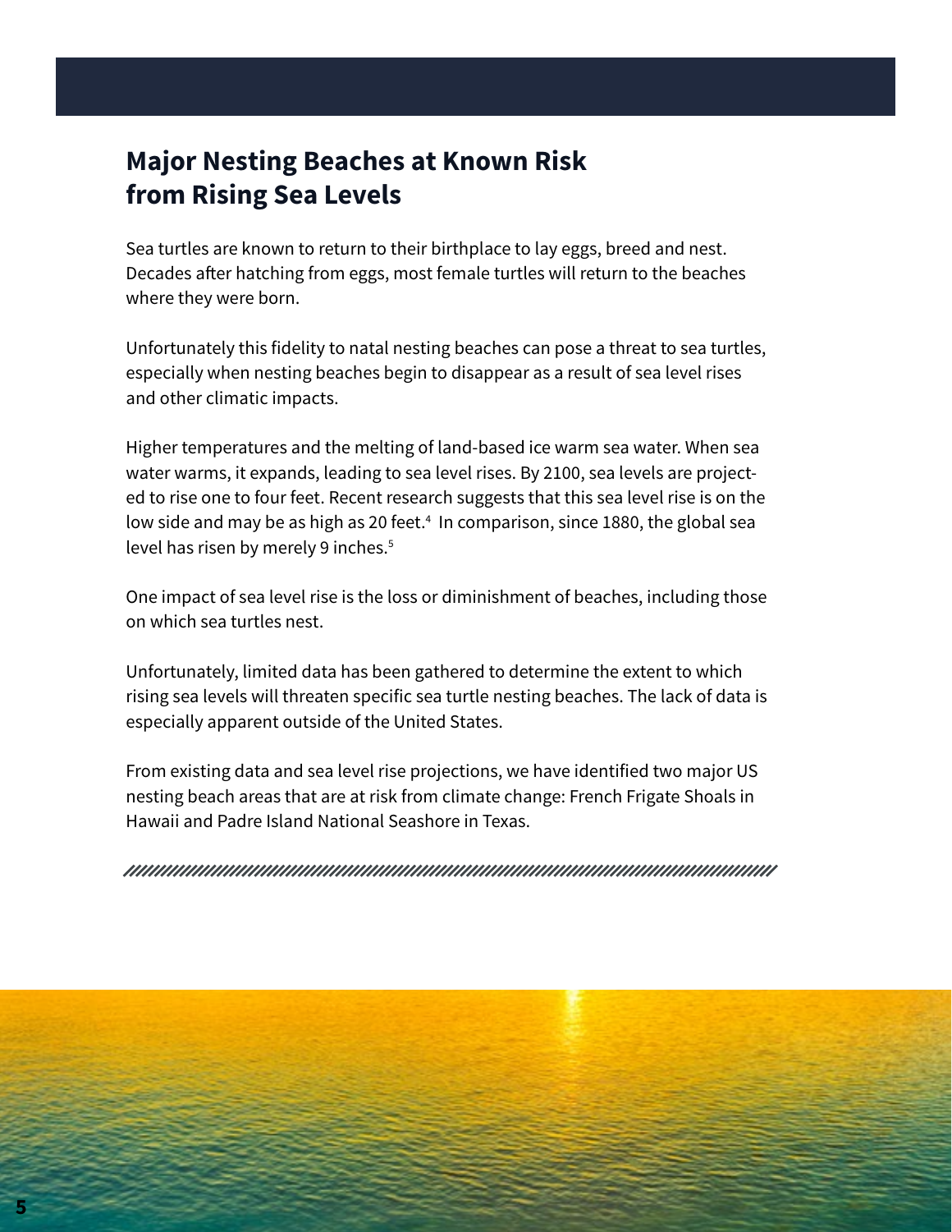## Major Nesting Beaches at Known Risk from Rising Sea Levels

Sea turtles are known to return to their birthplace to lay eggs, breed and nest. Decades after hatching from eggs, most female turtles will return to the beaches where they were born.

Unfortunately this fidelity to natal nesting beaches can pose a threat to sea turtles, especially when nesting beaches begin to disappear as a result of sea level rises and other climatic impacts.

Higher temperatures and the melting of land-based ice warm sea water. When sea water warms, it expands, leading to sea level rises. By 2100, sea levels are projected to rise one to four feet. Recent research suggests that this sea level rise is on the low side and may be as high as 20 feet.[4] In comparison, since 1880, the global sea level has risen by merely 9 inches.[5]

One impact of sea level rise is the loss or diminishment of beaches, including those on which sea turtles nest.

Unfortunately, limited data has been gathered to determine the extent to which rising sea levels will threaten specific sea turtle nesting beaches. The lack of data is especially apparent outside of the United States.

From existing data and sea level rise projections, we have identified two major US nesting beach areas that are at risk from climate change: French Frigate Shoals in Hawaii and Padre Island National Seashore in Texas.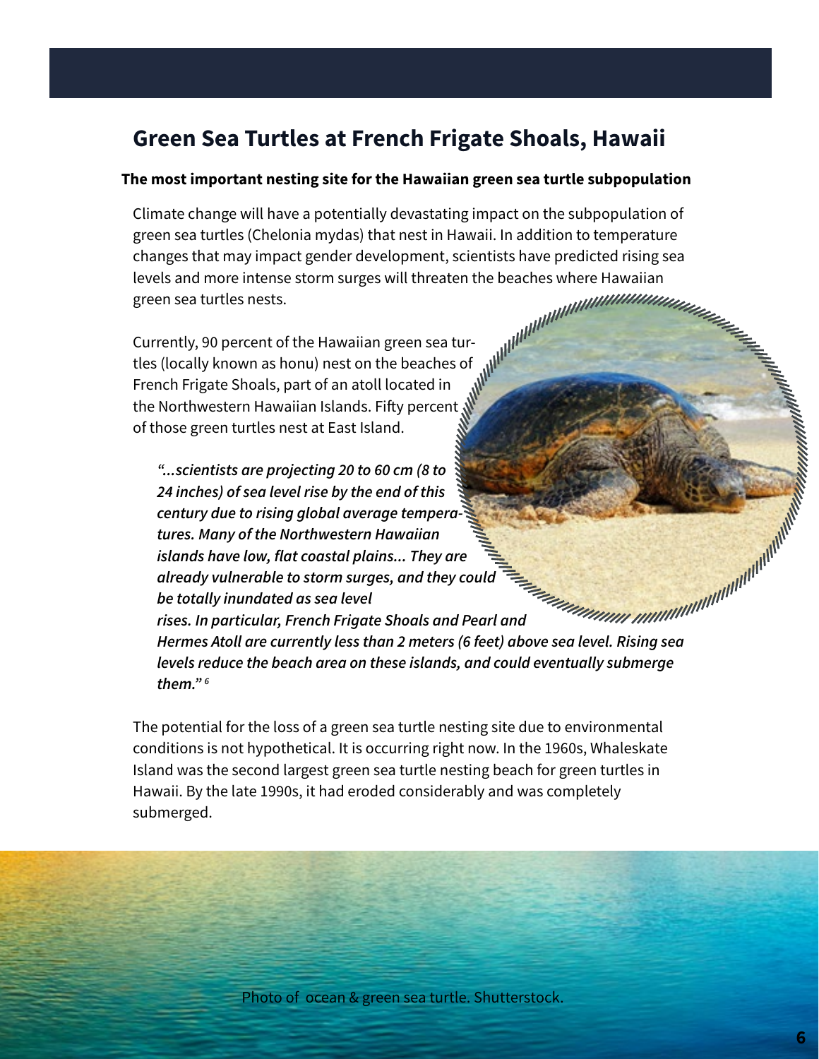## Green Sea Turtles at French Frigate Shoals, Hawaii

**The most important nesting site for the Hawaiian green sea turtle subpopulation**

Climate change will have a potentially devastating impact on the subpopulation of green sea turtles (Chelonia mydas) that nest in Hawaii. In addition to temperature changes that may impact gender development, scientists have predicted rising sea levels and more intense storm surges will threaten the beaches where Hawaiian green sea turtles nests.

Currently, 90 percent of the Hawaiian green sea turtles (locally known as honu) nest on the beaches of French Frigate Shoals, part of an atoll located in the Northwestern Hawaiian Islands. Fifty percent of those green turtles nest at East Island.

> ***"...scientists are projecting 20 to 60 cm (8 to 24 inches) of sea level rise by the end of this century due to rising global average temperatures. Many of the Northwestern Hawaiian islands have low, flat coastal plains... They are already vulnerable to storm surges, and they could be totally inundated as sea level rises. In particular, French Frigate Shoals and Pearl and Hermes Atoll are currently less than 2 meters (6 feet) above sea level. Rising sea levels reduce the beach area on these islands, and could eventually submerge them."*** [6]

The potential for the loss of a green sea turtle nesting site due to environmental conditions is not hypothetical. It is occurring right now. In the 1960s, Whaleskate Island was the second largest green sea turtle nesting beach for green turtles in Hawaii. By the late 1990s, it had eroded considerably and was completely submerged.

Photo of ocean & green sea turtle. Shutterstock.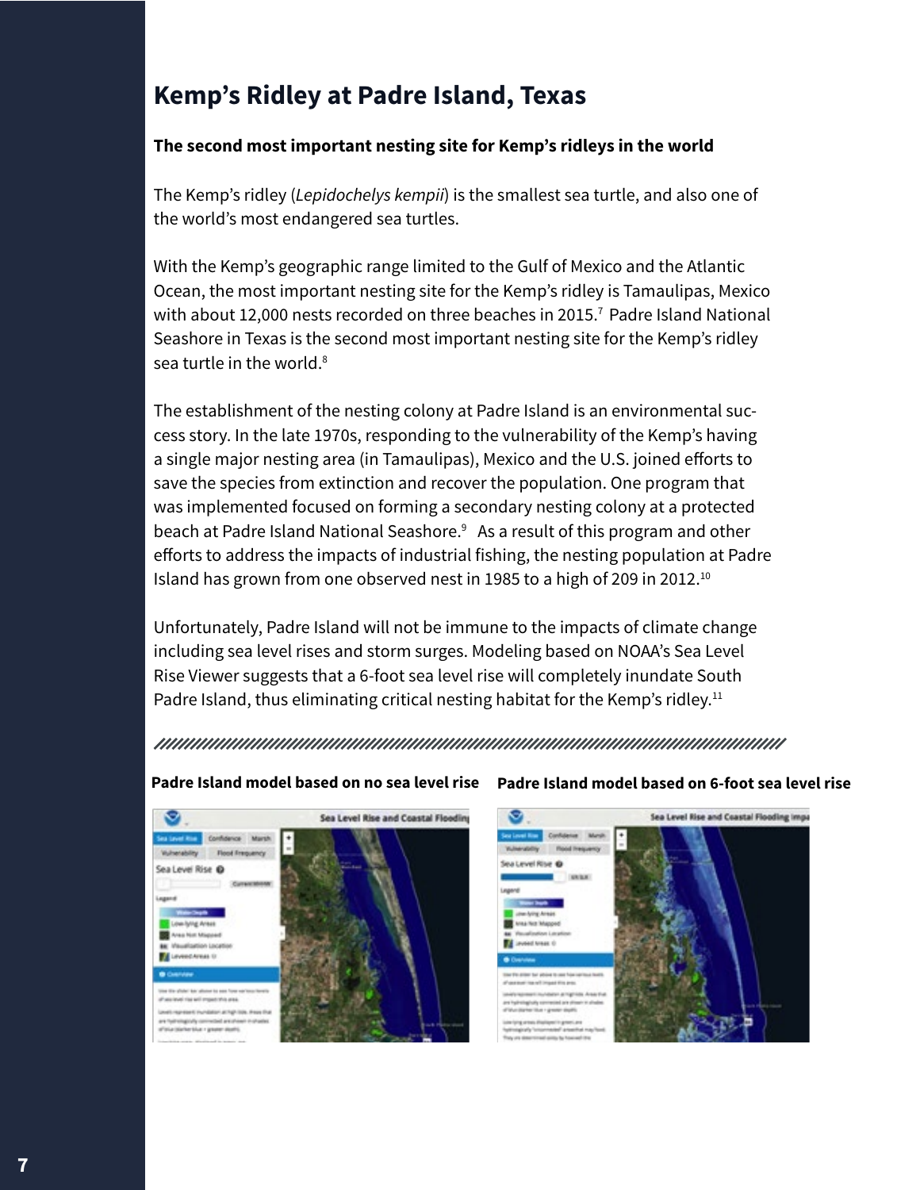# Kemp's Ridley at Padre Island, Texas

**The second most important nesting site for Kemp's ridleys in the world**

The Kemp's ridley (*Lepidochelys kempii*) is the smallest sea turtle, and also one of the world's most endangered sea turtles.

With the Kemp's geographic range limited to the Gulf of Mexico and the Atlantic Ocean, the most important nesting site for the Kemp's ridley is Tamaulipas, Mexico with about 12,000 nests recorded on three beaches in 2015.[7] Padre Island National Seashore in Texas is the second most important nesting site for the Kemp's ridley sea turtle in the world.[8]

The establishment of the nesting colony at Padre Island is an environmental success story. In the late 1970s, responding to the vulnerability of the Kemp's having a single major nesting area (in Tamaulipas), Mexico and the U.S. joined efforts to save the species from extinction and recover the population. One program that was implemented focused on forming a secondary nesting colony at a protected beach at Padre Island National Seashore.[9] As a result of this program and other efforts to address the impacts of industrial fishing, the nesting population at Padre Island has grown from one observed nest in 1985 to a high of 209 in 2012.[10]

Unfortunately, Padre Island will not be immune to the impacts of climate change including sea level rises and storm surges. Modeling based on NOAA's Sea Level Rise Viewer suggests that a 6-foot sea level rise will completely inundate South Padre Island, thus eliminating critical nesting habitat for the Kemp's ridley.[11]

**Padre Island model based on no sea level rise**

**Padre Island model based on 6-foot sea level rise**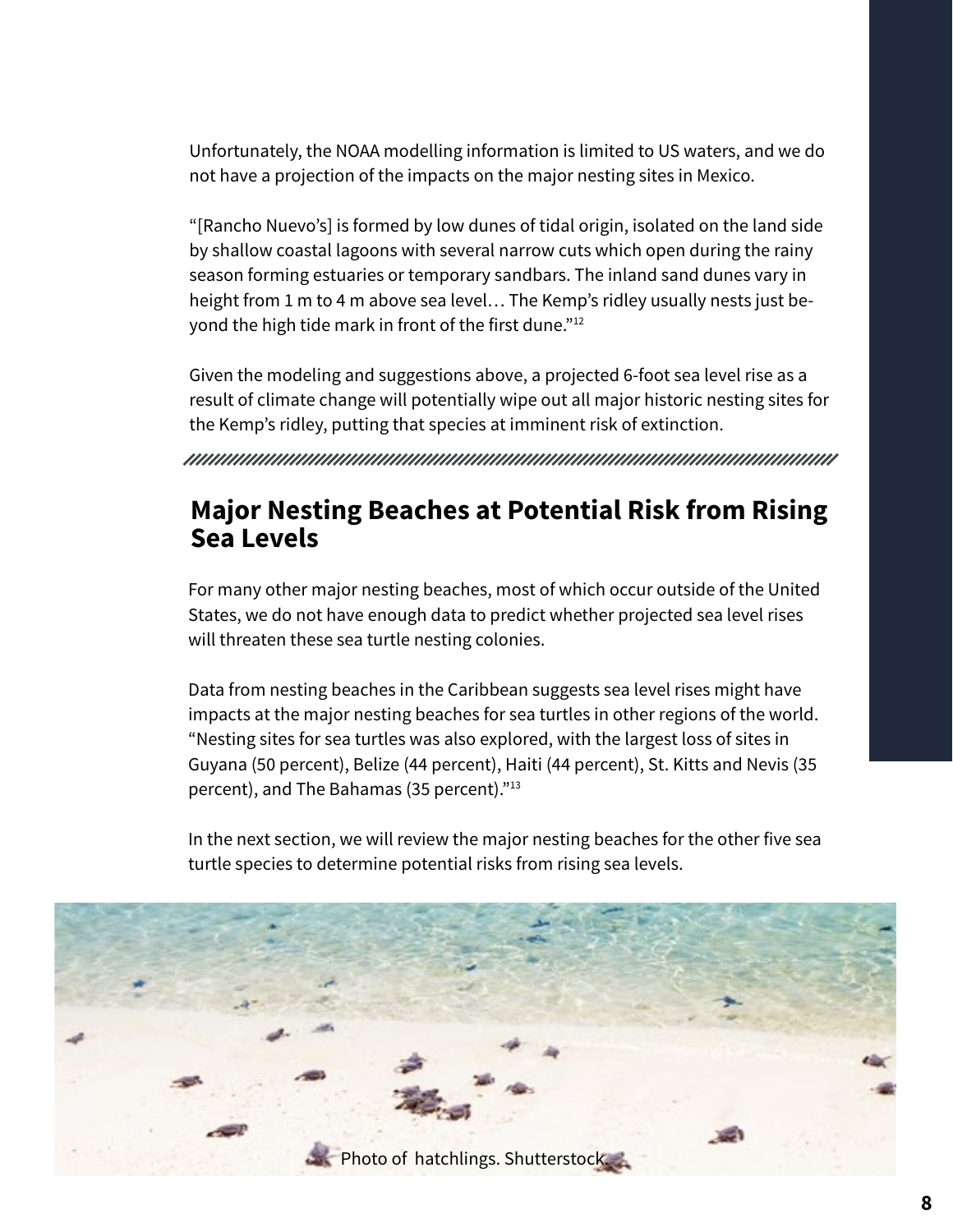Unfortunately, the NOAA modelling information is limited to US waters, and we do not have a projection of the impacts on the major nesting sites in Mexico.

"[Rancho Nuevo's] is formed by low dunes of tidal origin, isolated on the land side by shallow coastal lagoons with several narrow cuts which open during the rainy season forming estuaries or temporary sandbars. The inland sand dunes vary in height from 1 m to 4 m above sea level… The Kemp's ridley usually nests just beyond the high tide mark in front of the first dune."[12]

Given the modeling and suggestions above, a projected 6-foot sea level rise as a result of climate change will potentially wipe out all major historic nesting sites for the Kemp's ridley, putting that species at imminent risk of extinction.

## Major Nesting Beaches at Potential Risk from Rising Sea Levels

For many other major nesting beaches, most of which occur outside of the United States, we do not have enough data to predict whether projected sea level rises will threaten these sea turtle nesting colonies.

Data from nesting beaches in the Caribbean suggests sea level rises might have impacts at the major nesting beaches for sea turtles in other regions of the world. "Nesting sites for sea turtles was also explored, with the largest loss of sites in Guyana (50 percent), Belize (44 percent), Haiti (44 percent), St. Kitts and Nevis (35 percent), and The Bahamas (35 percent)."[13]

In the next section, we will review the major nesting beaches for the other five sea turtle species to determine potential risks from rising sea levels.

Photo of hatchlings. Shutterstock.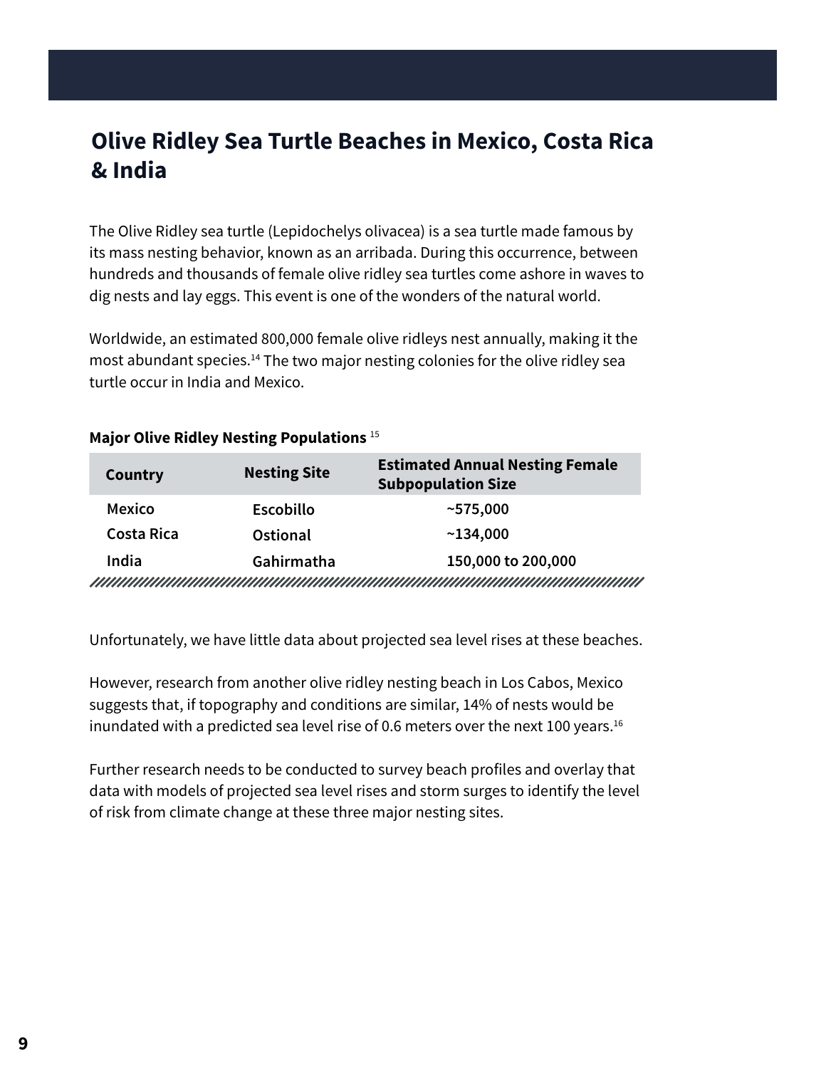## Olive Ridley Sea Turtle Beaches in Mexico, Costa Rica & India

The Olive Ridley sea turtle (Lepidochelys olivacea) is a sea turtle made famous by its mass nesting behavior, known as an arribada. During this occurrence, between hundreds and thousands of female olive ridley sea turtles come ashore in waves to dig nests and lay eggs. This event is one of the wonders of the natural world.

Worldwide, an estimated 800,000 female olive ridleys nest annually, making it the most abundant species.[14] The two major nesting colonies for the olive ridley sea turtle occur in India and Mexico.

**Major Olive Ridley Nesting Populations** [15]

| Country | Nesting Site | Estimated Annual Nesting Female Subpopulation Size |
|---|---|---|
| Mexico | Escobillo | ~575,000 |
| Costa Rica | Ostional | ~134,000 |
| India | Gahirmatha | 150,000 to 200,000 |

Unfortunately, we have little data about projected sea level rises at these beaches.

However, research from another olive ridley nesting beach in Los Cabos, Mexico suggests that, if topography and conditions are similar, 14% of nests would be inundated with a predicted sea level rise of 0.6 meters over the next 100 years.[16]

Further research needs to be conducted to survey beach profiles and overlay that data with models of projected sea level rises and storm surges to identify the level of risk from climate change at these three major nesting sites.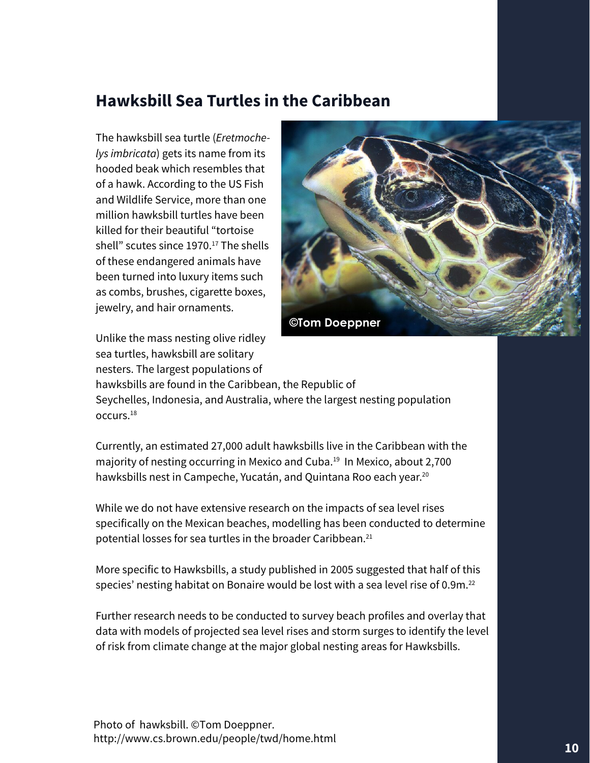## Hawksbill Sea Turtles in the Caribbean

The hawksbill sea turtle (*Eretmochelys imbricata*) gets its name from its hooded beak which resembles that of a hawk. According to the US Fish and Wildlife Service, more than one million hawksbill turtles have been killed for their beautiful "tortoise shell" scutes since 1970.[17] The shells of these endangered animals have been turned into luxury items such as combs, brushes, cigarette boxes, jewelry, and hair ornaments.

Unlike the mass nesting olive ridley sea turtles, hawksbill are solitary nesters. The largest populations of hawksbills are found in the Caribbean, the Republic of Seychelles, Indonesia, and Australia, where the largest nesting population occurs.[18]

Currently, an estimated 27,000 adult hawksbills live in the Caribbean with the majority of nesting occurring in Mexico and Cuba.[19] In Mexico, about 2,700 hawksbills nest in Campeche, Yucatán, and Quintana Roo each year.[20]

While we do not have extensive research on the impacts of sea level rises specifically on the Mexican beaches, modelling has been conducted to determine potential losses for sea turtles in the broader Caribbean.[21]

More specific to Hawksbills, a study published in 2005 suggested that half of this species' nesting habitat on Bonaire would be lost with a sea level rise of 0.9m.[22]

Further research needs to be conducted to survey beach profiles and overlay that data with models of projected sea level rises and storm surges to identify the level of risk from climate change at the major global nesting areas for Hawksbills.

©Tom Doeppner

Photo of hawksbill. ©Tom Doeppner.
http://www.cs.brown.edu/people/twd/home.html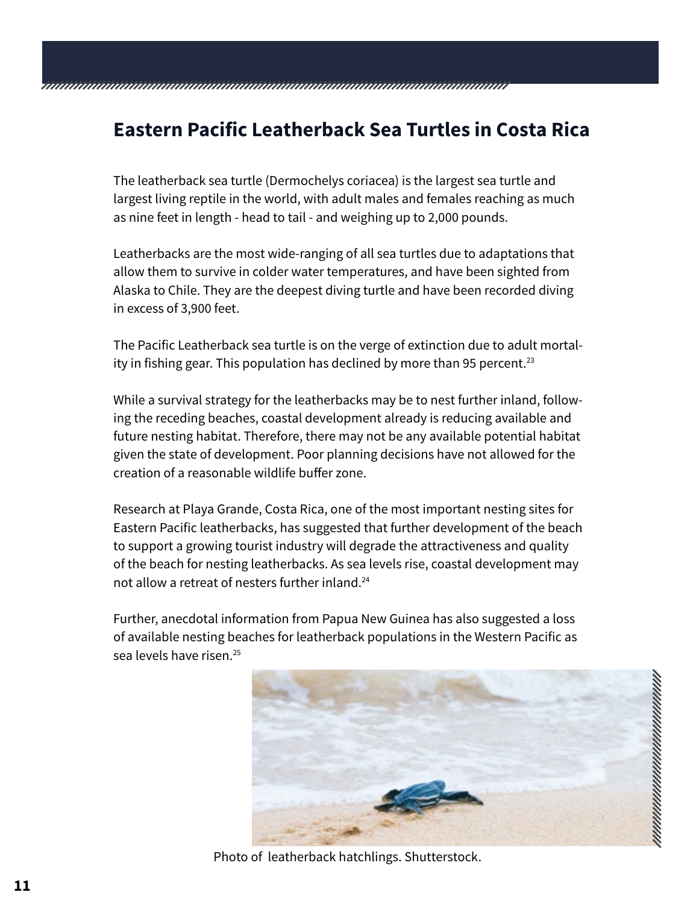## Eastern Pacific Leatherback Sea Turtles in Costa Rica

The leatherback sea turtle (Dermochelys coriacea) is the largest sea turtle and largest living reptile in the world, with adult males and females reaching as much as nine feet in length - head to tail - and weighing up to 2,000 pounds.

Leatherbacks are the most wide-ranging of all sea turtles due to adaptations that allow them to survive in colder water temperatures, and have been sighted from Alaska to Chile. They are the deepest diving turtle and have been recorded diving in excess of 3,900 feet.

The Pacific Leatherback sea turtle is on the verge of extinction due to adult mortality in fishing gear. This population has declined by more than 95 percent.[23]

While a survival strategy for the leatherbacks may be to nest further inland, following the receding beaches, coastal development already is reducing available and future nesting habitat. Therefore, there may not be any available potential habitat given the state of development. Poor planning decisions have not allowed for the creation of a reasonable wildlife buffer zone.

Research at Playa Grande, Costa Rica, one of the most important nesting sites for Eastern Pacific leatherbacks, has suggested that further development of the beach to support a growing tourist industry will degrade the attractiveness and quality of the beach for nesting leatherbacks. As sea levels rise, coastal development may not allow a retreat of nesters further inland.[24]

Further, anecdotal information from Papua New Guinea has also suggested a loss of available nesting beaches for leatherback populations in the Western Pacific as sea levels have risen.[25]

Photo of leatherback hatchlings. Shutterstock.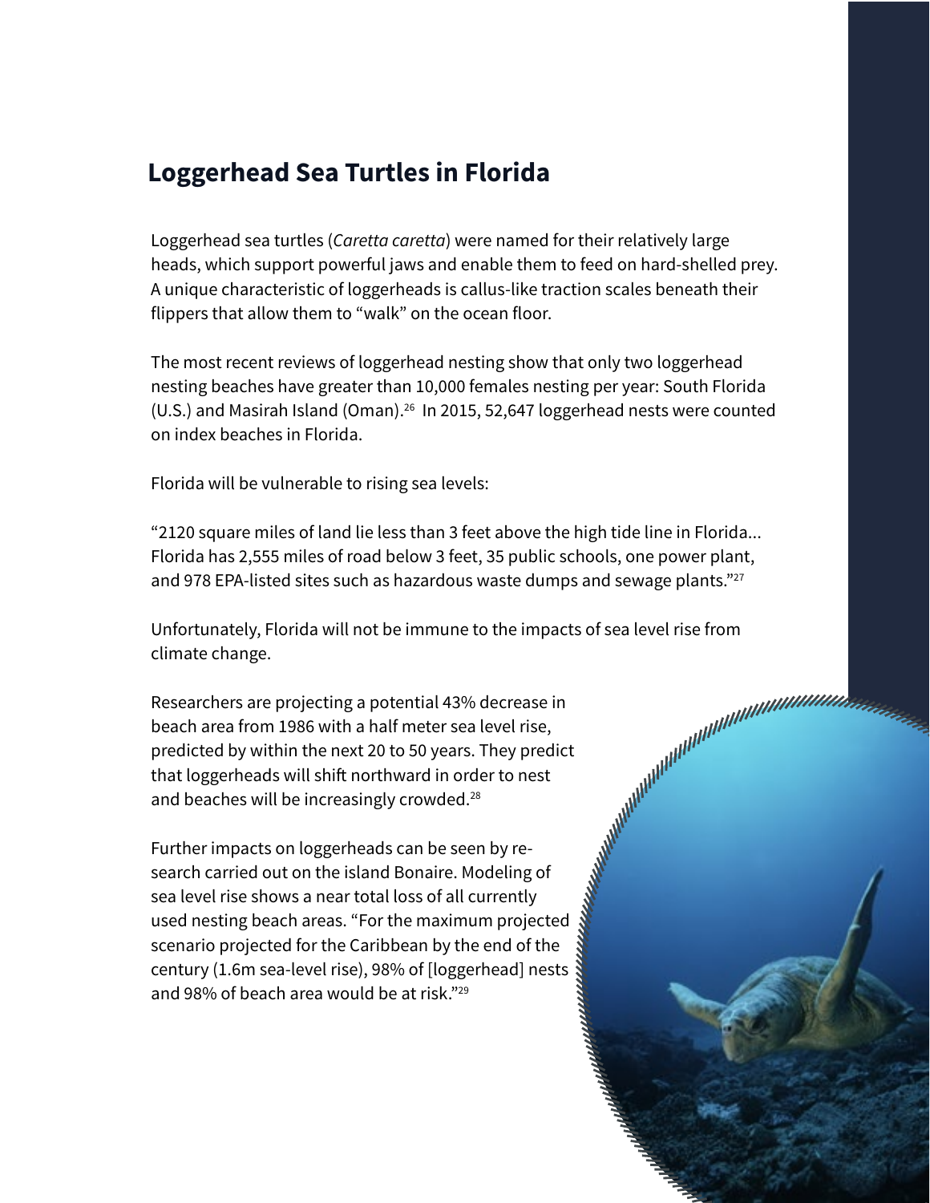## Loggerhead Sea Turtles in Florida

Loggerhead sea turtles (*Caretta caretta*) were named for their relatively large heads, which support powerful jaws and enable them to feed on hard-shelled prey. A unique characteristic of loggerheads is callus-like traction scales beneath their flippers that allow them to "walk" on the ocean floor.

The most recent reviews of loggerhead nesting show that only two loggerhead nesting beaches have greater than 10,000 females nesting per year: South Florida (U.S.) and Masirah Island (Oman).[26] In 2015, 52,647 loggerhead nests were counted on index beaches in Florida.

Florida will be vulnerable to rising sea levels:

"2120 square miles of land lie less than 3 feet above the high tide line in Florida... Florida has 2,555 miles of road below 3 feet, 35 public schools, one power plant, and 978 EPA-listed sites such as hazardous waste dumps and sewage plants."[27]

Unfortunately, Florida will not be immune to the impacts of sea level rise from climate change.

Researchers are projecting a potential 43% decrease in beach area from 1986 with a half meter sea level rise, predicted by within the next 20 to 50 years. They predict that loggerheads will shift northward in order to nest and beaches will be increasingly crowded.[28]

Further impacts on loggerheads can be seen by research carried out on the island Bonaire. Modeling of sea level rise shows a near total loss of all currently used nesting beach areas. "For the maximum projected scenario projected for the Caribbean by the end of the century (1.6m sea-level rise), 98% of [loggerhead] nests and 98% of beach area would be at risk."[29]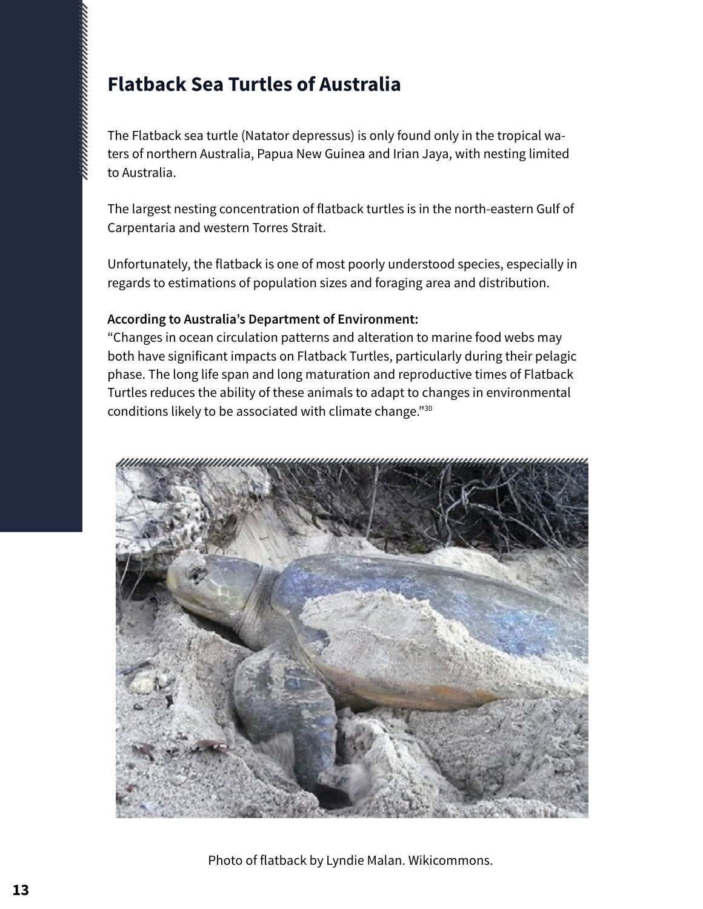## Flatback Sea Turtles of Australia

The Flatback sea turtle (Natator depressus) is only found only in the tropical waters of northern Australia, Papua New Guinea and Irian Jaya, with nesting limited to Australia.

The largest nesting concentration of flatback turtles is in the north-eastern Gulf of Carpentaria and western Torres Strait.

Unfortunately, the flatback is one of most poorly understood species, especially in regards to estimations of population sizes and foraging area and distribution.

**According to Australia's Department of Environment:**
"Changes in ocean circulation patterns and alteration to marine food webs may both have significant impacts on Flatback Turtles, particularly during their pelagic phase. The long life span and long maturation and reproductive times of Flatback Turtles reduces the ability of these animals to adapt to changes in environmental conditions likely to be associated with climate change."[30]

Photo of flatback by Lyndie Malan. Wikicommons.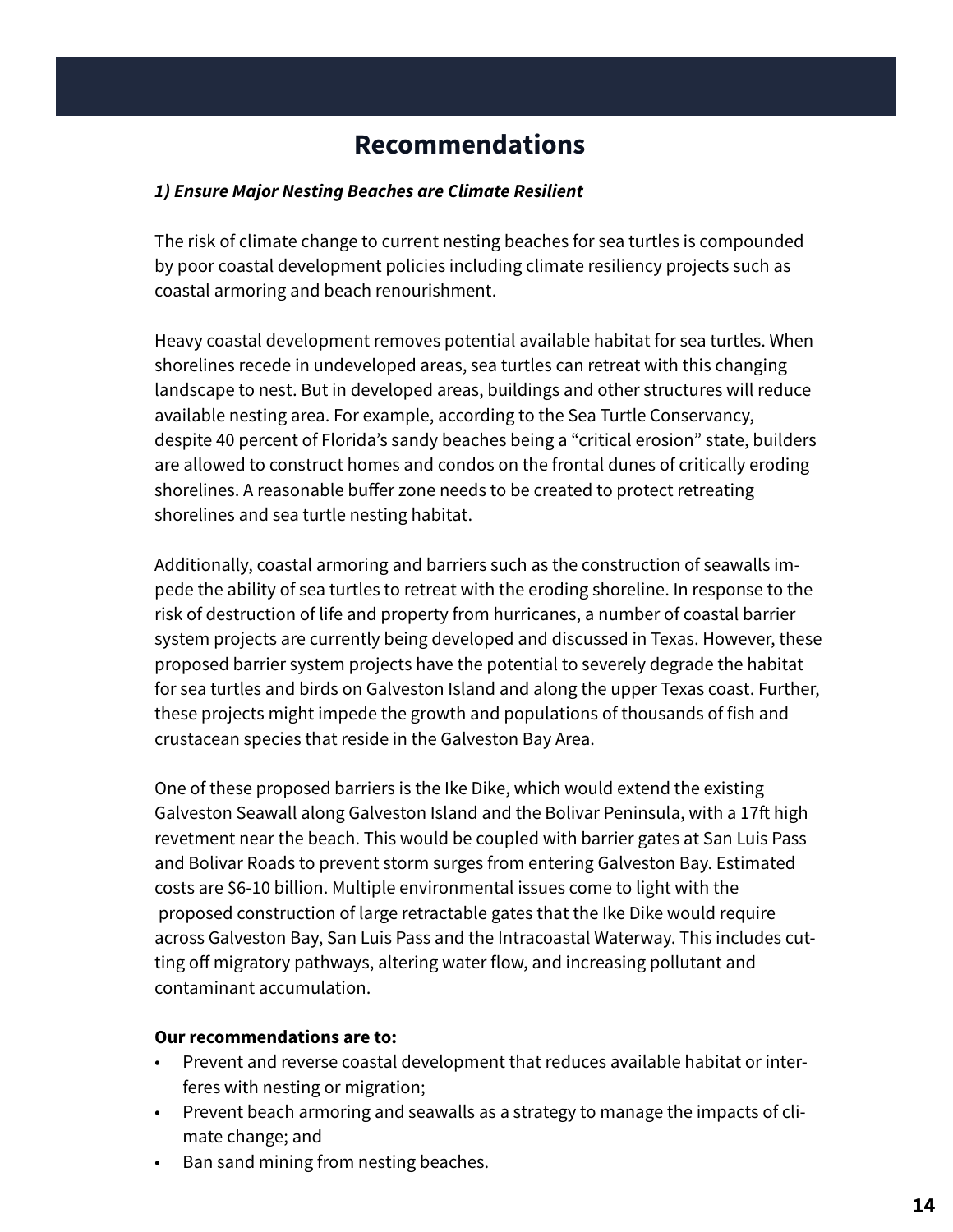# Recommendations

***1) Ensure Major Nesting Beaches are Climate Resilient***

The risk of climate change to current nesting beaches for sea turtles is compounded by poor coastal development policies including climate resiliency projects such as coastal armoring and beach renourishment.

Heavy coastal development removes potential available habitat for sea turtles. When shorelines recede in undeveloped areas, sea turtles can retreat with this changing landscape to nest. But in developed areas, buildings and other structures will reduce available nesting area. For example, according to the Sea Turtle Conservancy, despite 40 percent of Florida's sandy beaches being a "critical erosion" state, builders are allowed to construct homes and condos on the frontal dunes of critically eroding shorelines. A reasonable buffer zone needs to be created to protect retreating shorelines and sea turtle nesting habitat.

Additionally, coastal armoring and barriers such as the construction of seawalls impede the ability of sea turtles to retreat with the eroding shoreline. In response to the risk of destruction of life and property from hurricanes, a number of coastal barrier system projects are currently being developed and discussed in Texas. However, these proposed barrier system projects have the potential to severely degrade the habitat for sea turtles and birds on Galveston Island and along the upper Texas coast. Further, these projects might impede the growth and populations of thousands of fish and crustacean species that reside in the Galveston Bay Area.

One of these proposed barriers is the Ike Dike, which would extend the existing Galveston Seawall along Galveston Island and the Bolivar Peninsula, with a 17ft high revetment near the beach. This would be coupled with barrier gates at San Luis Pass and Bolivar Roads to prevent storm surges from entering Galveston Bay. Estimated costs are $6-10 billion. Multiple environmental issues come to light with the proposed construction of large retractable gates that the Ike Dike would require across Galveston Bay, San Luis Pass and the Intracoastal Waterway. This includes cutting off migratory pathways, altering water flow, and increasing pollutant and contaminant accumulation.

**Our recommendations are to:**

- Prevent and reverse coastal development that reduces available habitat or interferes with nesting or migration;
- Prevent beach armoring and seawalls as a strategy to manage the impacts of climate change; and
- Ban sand mining from nesting beaches.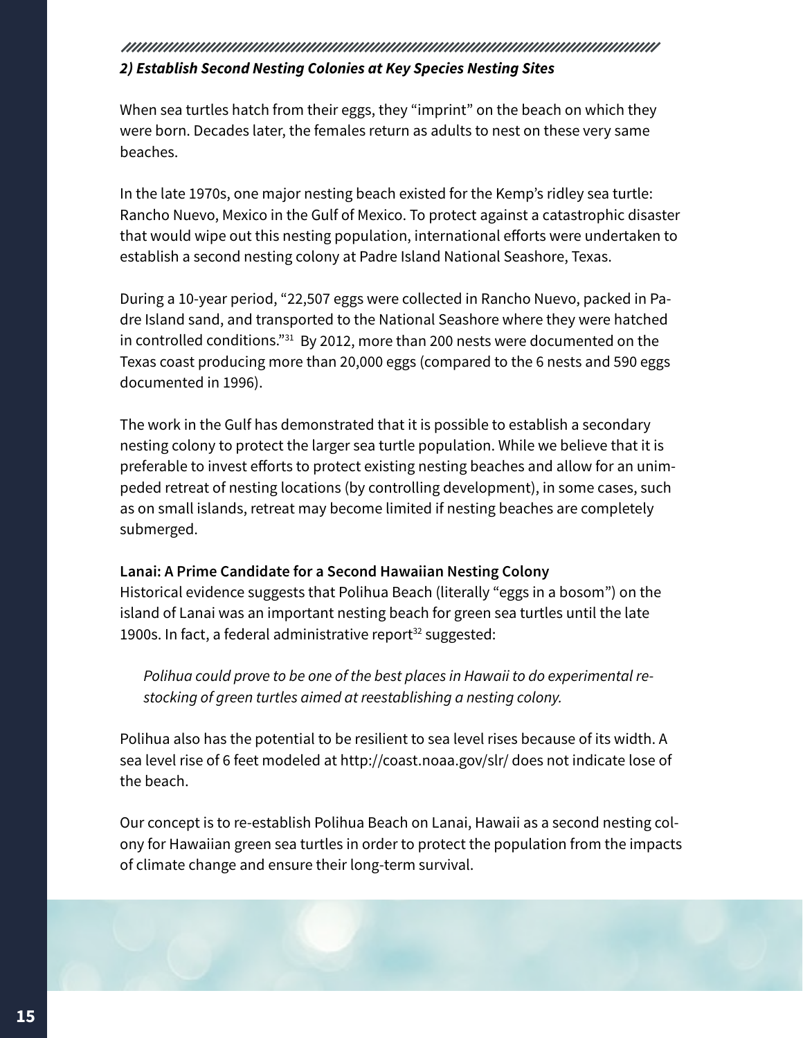### *2) Establish Second Nesting Colonies at Key Species Nesting Sites*

When sea turtles hatch from their eggs, they "imprint" on the beach on which they were born. Decades later, the females return as adults to nest on these very same beaches.

In the late 1970s, one major nesting beach existed for the Kemp's ridley sea turtle: Rancho Nuevo, Mexico in the Gulf of Mexico. To protect against a catastrophic disaster that would wipe out this nesting population, international efforts were undertaken to establish a second nesting colony at Padre Island National Seashore, Texas.

During a 10-year period, "22,507 eggs were collected in Rancho Nuevo, packed in Padre Island sand, and transported to the National Seashore where they were hatched in controlled conditions."[31] By 2012, more than 200 nests were documented on the Texas coast producing more than 20,000 eggs (compared to the 6 nests and 590 eggs documented in 1996).

The work in the Gulf has demonstrated that it is possible to establish a secondary nesting colony to protect the larger sea turtle population. While we believe that it is preferable to invest efforts to protect existing nesting beaches and allow for an unimpeded retreat of nesting locations (by controlling development), in some cases, such as on small islands, retreat may become limited if nesting beaches are completely submerged.

**Lanai: A Prime Candidate for a Second Hawaiian Nesting Colony**

Historical evidence suggests that Polihua Beach (literally "eggs in a bosom") on the island of Lanai was an important nesting beach for green sea turtles until the late 1900s. In fact, a federal administrative report[32] suggested:

> *Polihua could prove to be one of the best places in Hawaii to do experimental restocking of green turtles aimed at reestablishing a nesting colony.*

Polihua also has the potential to be resilient to sea level rises because of its width. A sea level rise of 6 feet modeled at http://coast.noaa.gov/slr/ does not indicate lose of the beach.

Our concept is to re-establish Polihua Beach on Lanai, Hawaii as a second nesting colony for Hawaiian green sea turtles in order to protect the population from the impacts of climate change and ensure their long-term survival.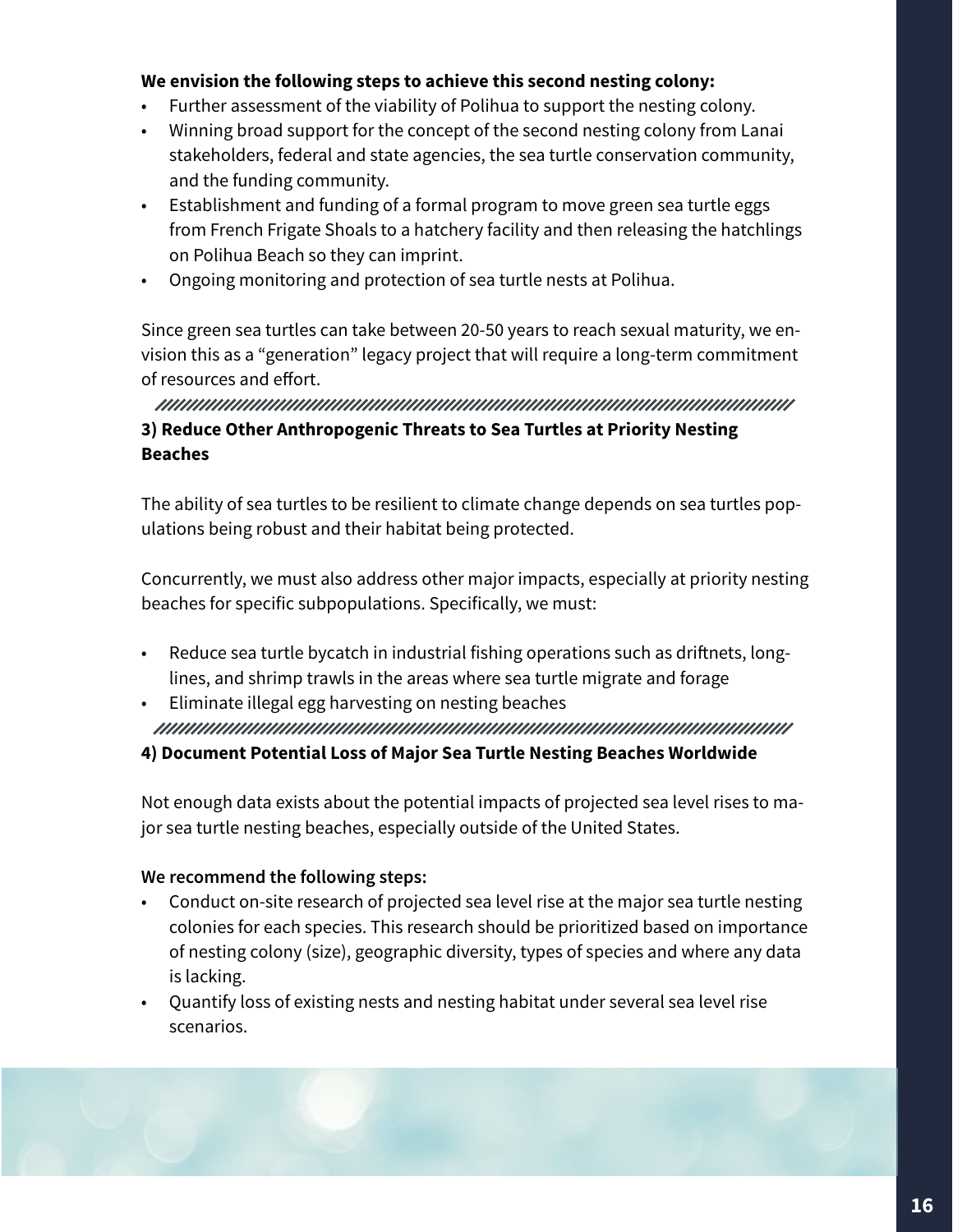**We envision the following steps to achieve this second nesting colony:**

- Further assessment of the viability of Polihua to support the nesting colony.
- Winning broad support for the concept of the second nesting colony from Lanai stakeholders, federal and state agencies, the sea turtle conservation community, and the funding community.
- Establishment and funding of a formal program to move green sea turtle eggs from French Frigate Shoals to a hatchery facility and then releasing the hatchlings on Polihua Beach so they can imprint.
- Ongoing monitoring and protection of sea turtle nests at Polihua.

Since green sea turtles can take between 20-50 years to reach sexual maturity, we envision this as a "generation" legacy project that will require a long-term commitment of resources and effort.

### 3) Reduce Other Anthropogenic Threats to Sea Turtles at Priority Nesting Beaches

The ability of sea turtles to be resilient to climate change depends on sea turtles populations being robust and their habitat being protected.

Concurrently, we must also address other major impacts, especially at priority nesting beaches for specific subpopulations. Specifically, we must:

- Reduce sea turtle bycatch in industrial fishing operations such as driftnets, longlines, and shrimp trawls in the areas where sea turtle migrate and forage
- Eliminate illegal egg harvesting on nesting beaches

### 4) Document Potential Loss of Major Sea Turtle Nesting Beaches Worldwide

Not enough data exists about the potential impacts of projected sea level rises to major sea turtle nesting beaches, especially outside of the United States.

**We recommend the following steps:**

- Conduct on-site research of projected sea level rise at the major sea turtle nesting colonies for each species. This research should be prioritized based on importance of nesting colony (size), geographic diversity, types of species and where any data is lacking.
- Quantify loss of existing nests and nesting habitat under several sea level rise scenarios.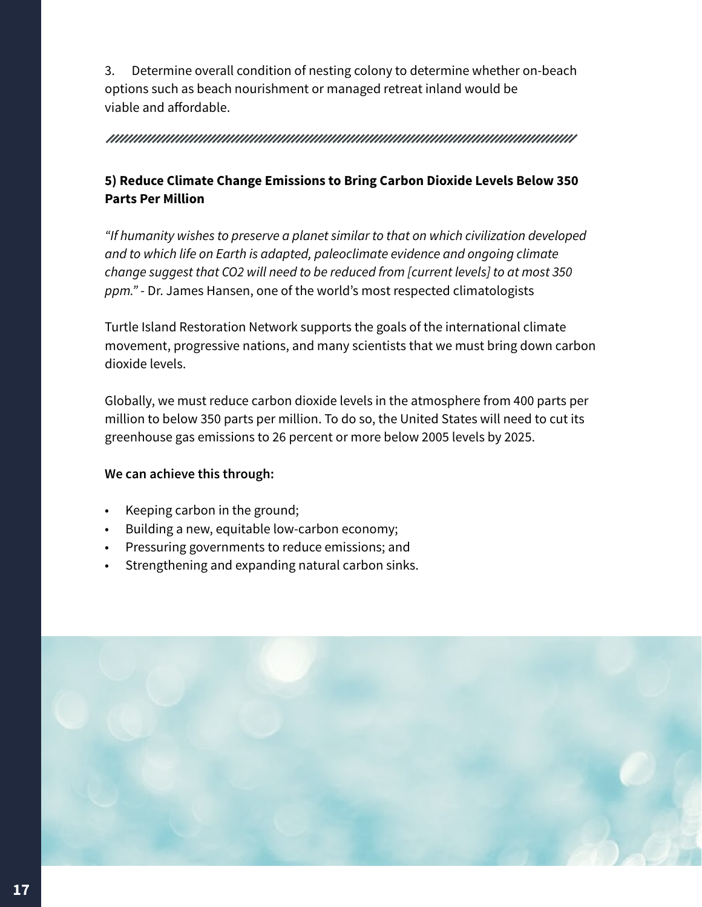3. Determine overall condition of nesting colony to determine whether on-beach options such as beach nourishment or managed retreat inland would be viable and affordable.

---

**5) Reduce Climate Change Emissions to Bring Carbon Dioxide Levels Below 350 Parts Per Million**

*"If humanity wishes to preserve a planet similar to that on which civilization developed and to which life on Earth is adapted, paleoclimate evidence and ongoing climate change suggest that CO2 will need to be reduced from [current levels] to at most 350 ppm."* - Dr. James Hansen, one of the world's most respected climatologists

Turtle Island Restoration Network supports the goals of the international climate movement, progressive nations, and many scientists that we must bring down carbon dioxide levels.

Globally, we must reduce carbon dioxide levels in the atmosphere from 400 parts per million to below 350 parts per million. To do so, the United States will need to cut its greenhouse gas emissions to 26 percent or more below 2005 levels by 2025.

**We can achieve this through:**

- Keeping carbon in the ground;
- Building a new, equitable low-carbon economy;
- Pressuring governments to reduce emissions; and
- Strengthening and expanding natural carbon sinks.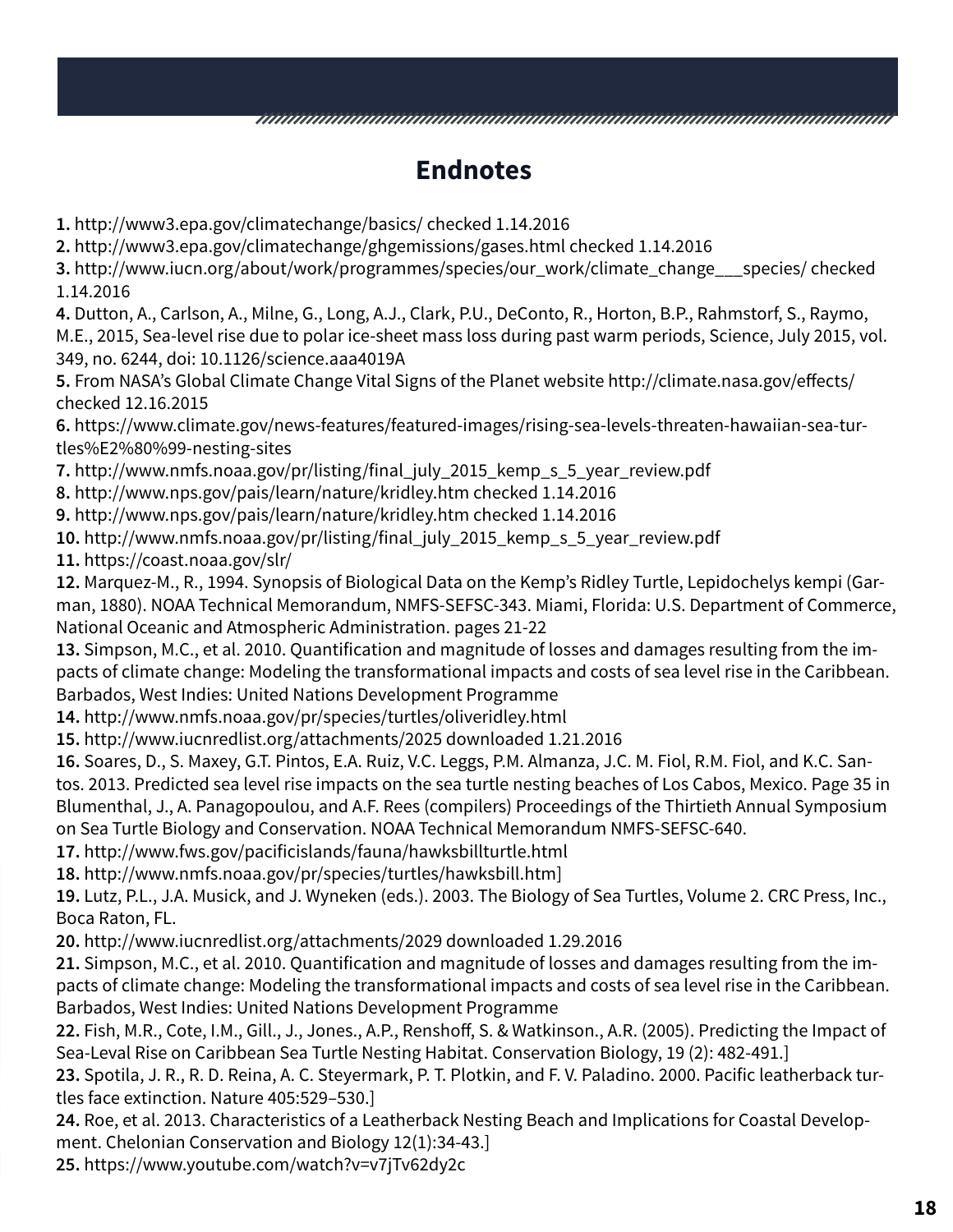## Endnotes

**1.** http://www3.epa.gov/climatechange/basics/ checked 1.14.2016
**2.** http://www3.epa.gov/climatechange/ghgemissions/gases.html checked 1.14.2016
**3.** http://www.iucn.org/about/work/programmes/species/our_work/climate_change___species/ checked 1.14.2016
**4.** Dutton, A., Carlson, A., Milne, G., Long, A.J., Clark, P.U., DeConto, R., Horton, B.P., Rahmstorf, S., Raymo, M.E., 2015, Sea-level rise due to polar ice-sheet mass loss during past warm periods, Science, July 2015, vol. 349, no. 6244, doi: 10.1126/science.aaa4019A
**5.** From NASA's Global Climate Change Vital Signs of the Planet website http://climate.nasa.gov/effects/ checked 12.16.2015
**6.** https://www.climate.gov/news-features/featured-images/rising-sea-levels-threaten-hawaiian-sea-turtles%E2%80%99-nesting-sites
**7.** http://www.nmfs.noaa.gov/pr/listing/final_july_2015_kemp_s_5_year_review.pdf
**8.** http://www.nps.gov/pais/learn/nature/kridley.htm checked 1.14.2016
**9.** http://www.nps.gov/pais/learn/nature/kridley.htm checked 1.14.2016
**10.** http://www.nmfs.noaa.gov/pr/listing/final_july_2015_kemp_s_5_year_review.pdf
**11.** https://coast.noaa.gov/slr/
**12.** Marquez-M., R., 1994. Synopsis of Biological Data on the Kemp's Ridley Turtle, Lepidochelys kempi (Garman, 1880). NOAA Technical Memorandum, NMFS-SEFSC-343. Miami, Florida: U.S. Department of Commerce, National Oceanic and Atmospheric Administration. pages 21-22
**13.** Simpson, M.C., et al. 2010. Quantification and magnitude of losses and damages resulting from the impacts of climate change: Modeling the transformational impacts and costs of sea level rise in the Caribbean. Barbados, West Indies: United Nations Development Programme
**14.** http://www.nmfs.noaa.gov/pr/species/turtles/oliveridley.html
**15.** http://www.iucnredlist.org/attachments/2025 downloaded 1.21.2016
**16.** Soares, D., S. Maxey, G.T. Pintos, E.A. Ruiz, V.C. Leggs, P.M. Almanza, J.C. M. Fiol, R.M. Fiol, and K.C. Santos. 2013. Predicted sea level rise impacts on the sea turtle nesting beaches of Los Cabos, Mexico. Page 35 in Blumenthal, J., A. Panagopoulou, and A.F. Rees (compilers) Proceedings of the Thirtieth Annual Symposium on Sea Turtle Biology and Conservation. NOAA Technical Memorandum NMFS-SEFSC-640.
**17.** http://www.fws.gov/pacificislands/fauna/hawksbillturtle.html
**18.** http://www.nmfs.noaa.gov/pr/species/turtles/hawksbill.htm]
**19.** Lutz, P.L., J.A. Musick, and J. Wyneken (eds.). 2003. The Biology of Sea Turtles, Volume 2. CRC Press, Inc., Boca Raton, FL.
**20.** http://www.iucnredlist.org/attachments/2029 downloaded 1.29.2016
**21.** Simpson, M.C., et al. 2010. Quantification and magnitude of losses and damages resulting from the impacts of climate change: Modeling the transformational impacts and costs of sea level rise in the Caribbean. Barbados, West Indies: United Nations Development Programme
**22.** Fish, M.R., Cote, I.M., Gill., J., Jones., A.P., Renshoff, S. & Watkinson., A.R. (2005). Predicting the Impact of Sea-Leval Rise on Caribbean Sea Turtle Nesting Habitat. Conservation Biology, 19 (2): 482-491.]
**23.** Spotila, J. R., R. D. Reina, A. C. Steyermark, P. T. Plotkin, and F. V. Paladino. 2000. Pacific leatherback turtles face extinction. Nature 405:529–530.]
**24.** Roe, et al. 2013. Characteristics of a Leatherback Nesting Beach and Implications for Coastal Development. Chelonian Conservation and Biology 12(1):34-43.]
**25.** https://www.youtube.com/watch?v=v7jTv62dy2c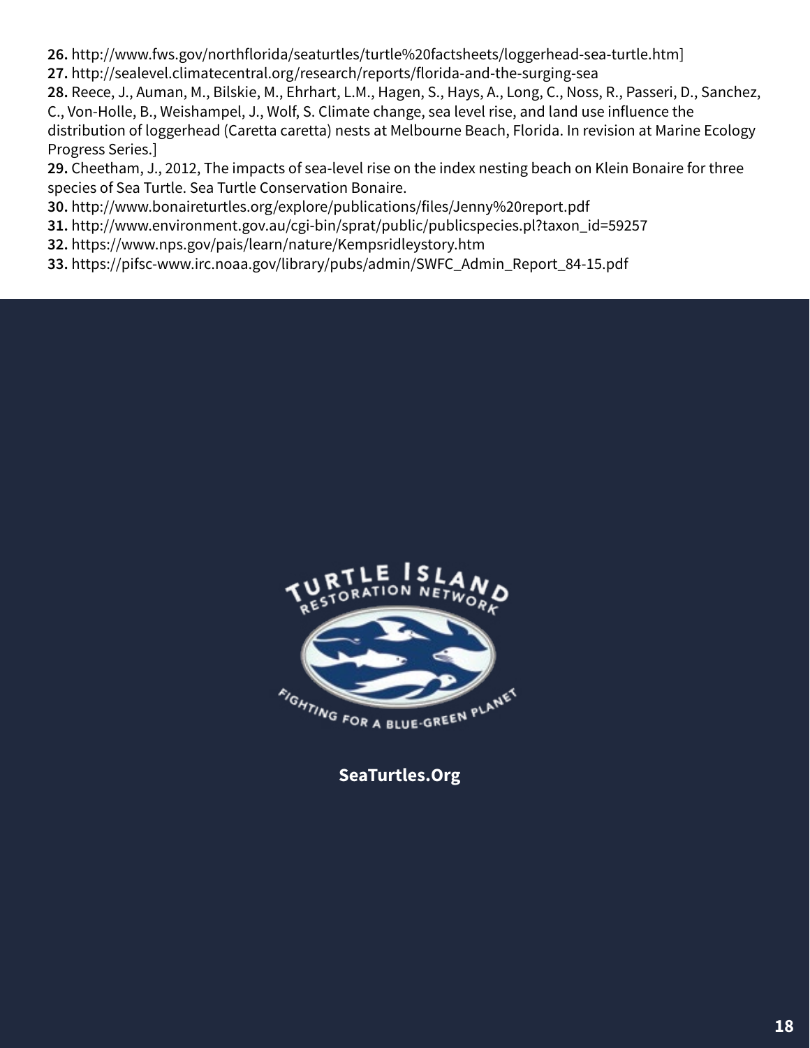**26.** http://www.fws.gov/northflorida/seaturtles/turtle%20factsheets/loggerhead-sea-turtle.htm]
**27.** http://sealevel.climatecentral.org/research/reports/florida-and-the-surging-sea
**28.** Reece, J., Auman, M., Bilskie, M., Ehrhart, L.M., Hagen, S., Hays, A., Long, C., Noss, R., Passeri, D., Sanchez, C., Von-Holle, B., Weishampel, J., Wolf, S. Climate change, sea level rise, and land use influence the distribution of loggerhead (Caretta caretta) nests at Melbourne Beach, Florida. In revision at Marine Ecology Progress Series.]
**29.** Cheetham, J., 2012, The impacts of sea-level rise on the index nesting beach on Klein Bonaire for three species of Sea Turtle. Sea Turtle Conservation Bonaire.
**30.** http://www.bonaireturtles.org/explore/publications/files/Jenny%20report.pdf
**31.** http://www.environment.gov.au/cgi-bin/sprat/public/publicspecies.pl?taxon_id=59257
**32.** https://www.nps.gov/pais/learn/nature/Kempsridleystory.htm
**33.** https://pifsc-www.irc.noaa.gov/library/pubs/admin/SWFC_Admin_Report_84-15.pdf

TURTLE ISLAND RESTORATION NETWORK

FIGHTING FOR A BLUE-GREEN PLANET

**SeaTurtles.Org**